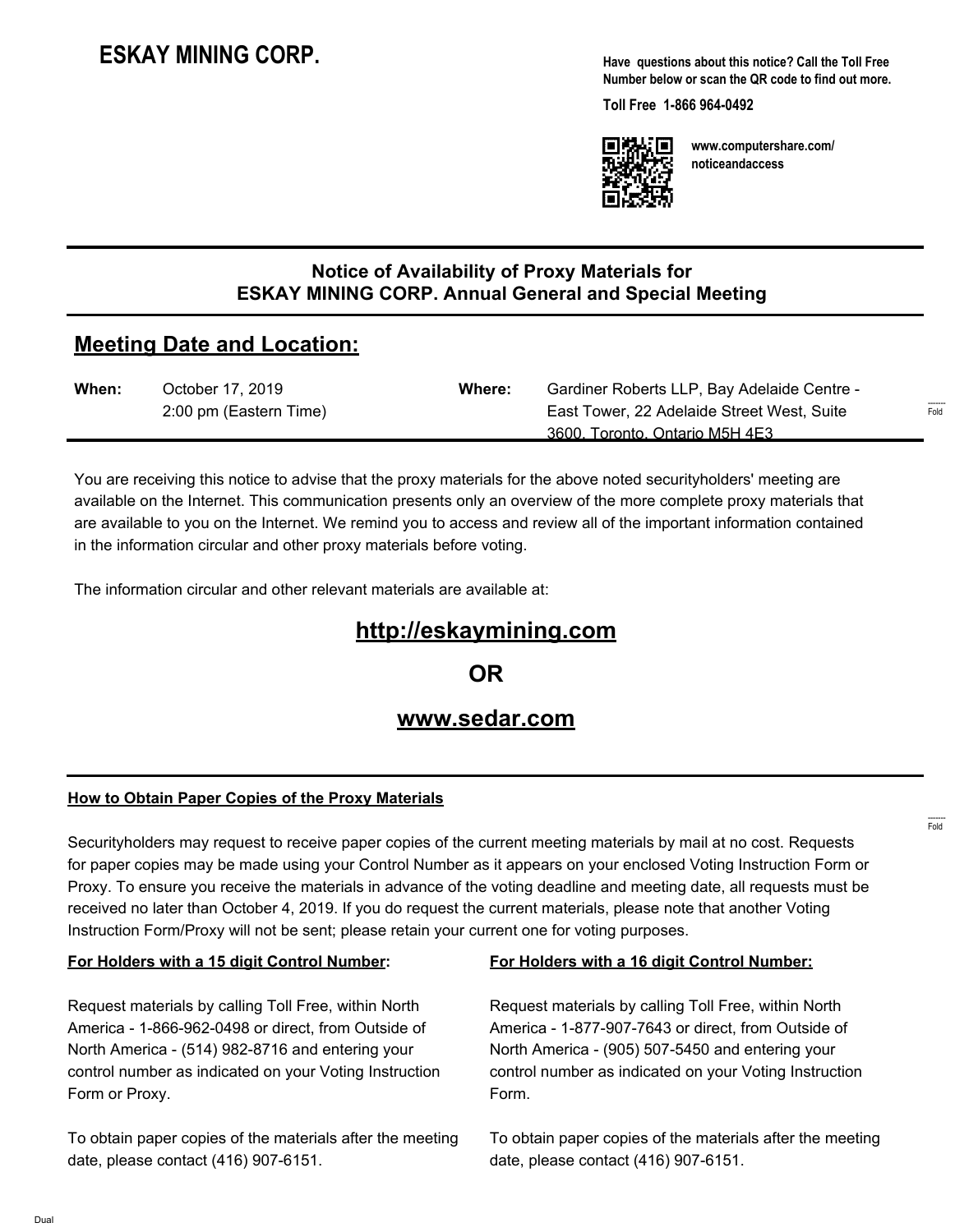# ESKAY MINING CORP.

**Have questions about this notice? Call the Toll Free Number below or scan the QR code to find out more.**

**Toll Free 1-866 964-0492**

**www.computershare.com/noticeandaccess**

## Notice of Availability of Proxy Materials for ESKAY MINING CORP. Annual General and Special Meeting

## Meeting Date and Location:

**When:** October 17, 2019
2:00 pm (Eastern Time)

**Where:** Gardiner Roberts LLP, Bay Adelaide Centre - East Tower, 22 Adelaide Street West, Suite 3600, Toronto, Ontario M5H 4E3

You are receiving this notice to advise that the proxy materials for the above noted securityholders' meeting are available on the Internet. This communication presents only an overview of the more complete proxy materials that are available to you on the Internet. We remind you to access and review all of the important information contained in the information circular and other proxy materials before voting.

The information circular and other relevant materials are available at:

**http://eskaymining.com**

**OR**

**www.sedar.com**

**How to Obtain Paper Copies of the Proxy Materials**

Securityholders may request to receive paper copies of the current meeting materials by mail at no cost. Requests for paper copies may be made using your Control Number as it appears on your enclosed Voting Instruction Form or Proxy. To ensure you receive the materials in advance of the voting deadline and meeting date, all requests must be received no later than October 4, 2019. If you do request the current materials, please note that another Voting Instruction Form/Proxy will not be sent; please retain your current one for voting purposes.

**For Holders with a 15 digit Control Number:**

Request materials by calling Toll Free, within North America - 1-866-962-0498 or direct, from Outside of North America - (514) 982-8716 and entering your control number as indicated on your Voting Instruction Form or Proxy.

To obtain paper copies of the materials after the meeting date, please contact (416) 907-6151.

**For Holders with a 16 digit Control Number:**

Request materials by calling Toll Free, within North America - 1-877-907-7643 or direct, from Outside of North America - (905) 507-5450 and entering your control number as indicated on your Voting Instruction Form.

To obtain paper copies of the materials after the meeting date, please contact (416) 907-6151.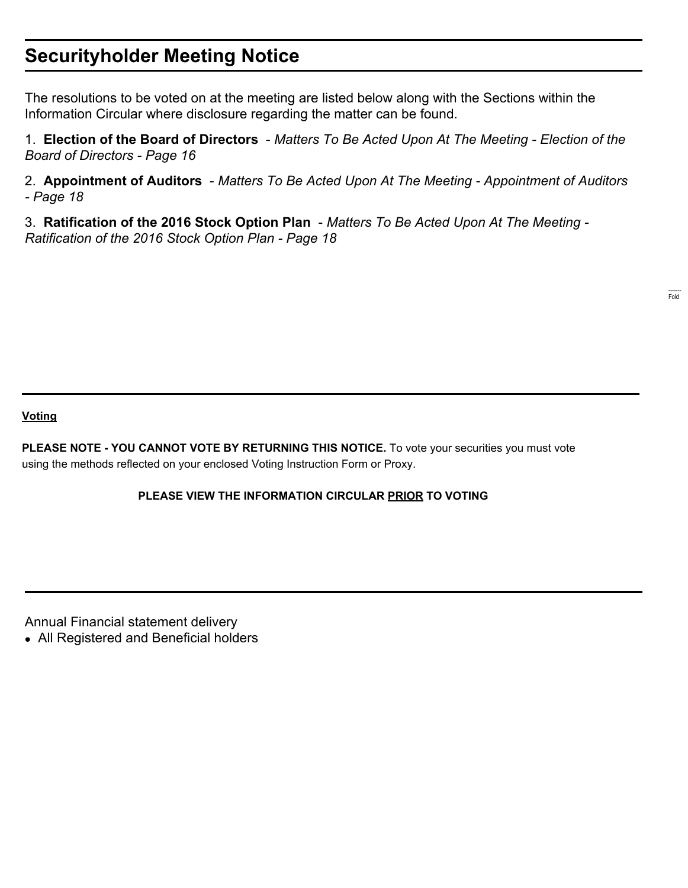# Securityholder Meeting Notice

The resolutions to be voted on at the meeting are listed below along with the Sections within the Information Circular where disclosure regarding the matter can be found.

1. **Election of the Board of Directors** - *Matters To Be Acted Upon At The Meeting - Election of the Board of Directors - Page 16*

2. **Appointment of Auditors** - *Matters To Be Acted Upon At The Meeting - Appointment of Auditors - Page 18*

3. **Ratification of the 2016 Stock Option Plan** - *Matters To Be Acted Upon At The Meeting - Ratification of the 2016 Stock Option Plan - Page 18*

**Voting**

**PLEASE NOTE - YOU CANNOT VOTE BY RETURNING THIS NOTICE.** To vote your securities you must vote using the methods reflected on your enclosed Voting Instruction Form or Proxy.

**PLEASE VIEW THE INFORMATION CIRCULAR PRIOR TO VOTING**

Annual Financial statement delivery

- All Registered and Beneficial holders